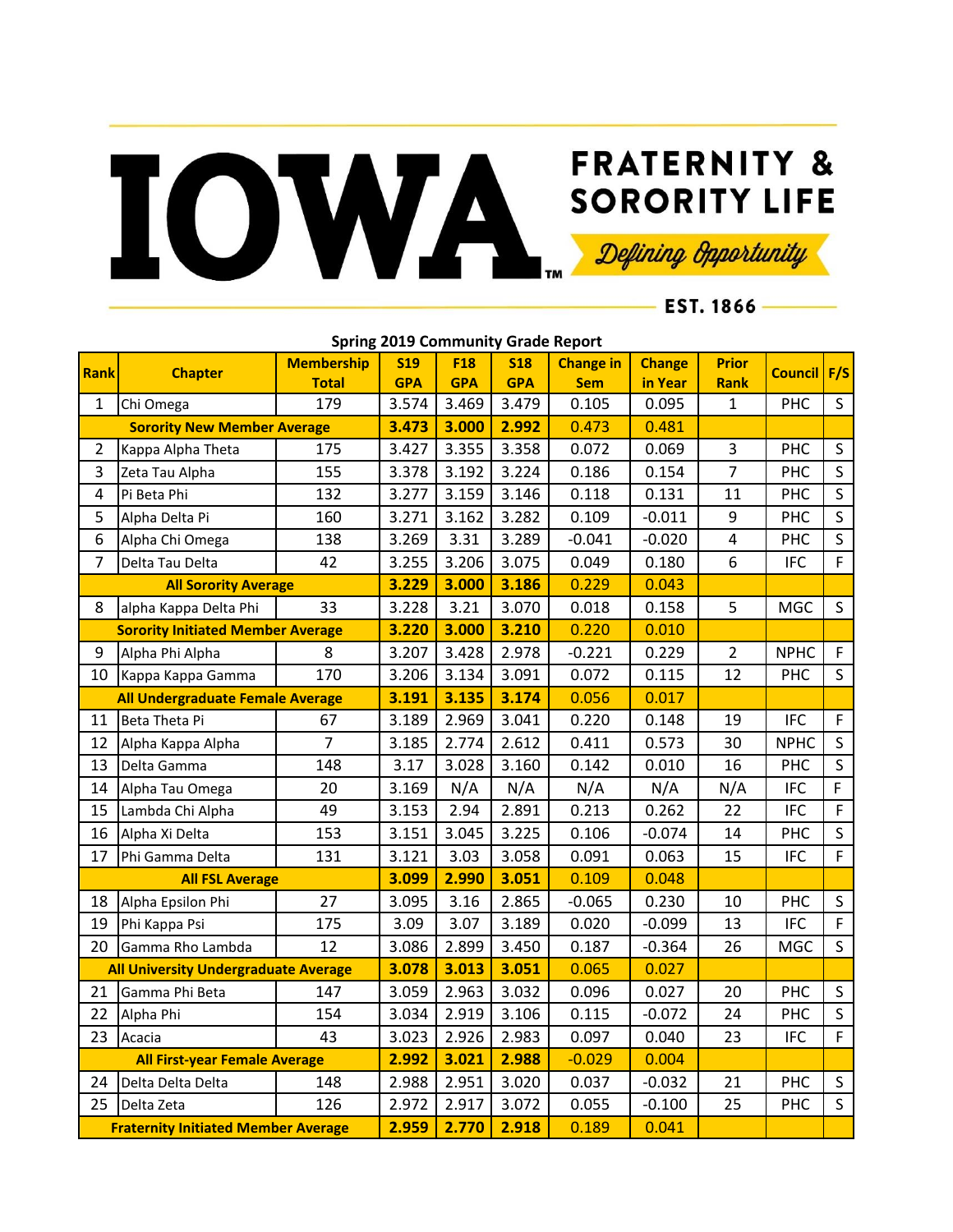# IOWA FRATERNITY & SORORITY LIFE

*Defining Opportunity*

EST. 1866

## Spring 2019 Community Grade Report

| Rank | Chapter | Membership Total | S19 GPA | F18 GPA | S18 GPA | Change in Sem | Change in Year | Prior Rank | Council | F/S |
|---|---|---|---|---|---|---|---|---|---|---|
| 1 | Chi Omega | 179 | 3.574 | 3.469 | 3.479 | 0.105 | 0.095 | 1 | PHC | S |
| **Sorority New Member Average** | | | **3.473** | **3.000** | **2.992** | 0.473 | 0.481 | | | |
| 2 | Kappa Alpha Theta | 175 | 3.427 | 3.355 | 3.358 | 0.072 | 0.069 | 3 | PHC | S |
| 3 | Zeta Tau Alpha | 155 | 3.378 | 3.192 | 3.224 | 0.186 | 0.154 | 7 | PHC | S |
| 4 | Pi Beta Phi | 132 | 3.277 | 3.159 | 3.146 | 0.118 | 0.131 | 11 | PHC | S |
| 5 | Alpha Delta Pi | 160 | 3.271 | 3.162 | 3.282 | 0.109 | -0.011 | 9 | PHC | S |
| 6 | Alpha Chi Omega | 138 | 3.269 | 3.31 | 3.289 | -0.041 | -0.020 | 4 | PHC | S |
| 7 | Delta Tau Delta | 42 | 3.255 | 3.206 | 3.075 | 0.049 | 0.180 | 6 | IFC | F |
| **All Sorority Average** | | | **3.229** | **3.000** | **3.186** | 0.229 | 0.043 | | | |
| 8 | alpha Kappa Delta Phi | 33 | 3.228 | 3.21 | 3.070 | 0.018 | 0.158 | 5 | MGC | S |
| **Sorority Initiated Member Average** | | | **3.220** | **3.000** | **3.210** | 0.220 | 0.010 | | | |
| 9 | Alpha Phi Alpha | 8 | 3.207 | 3.428 | 2.978 | -0.221 | 0.229 | 2 | NPHC | F |
| 10 | Kappa Kappa Gamma | 170 | 3.206 | 3.134 | 3.091 | 0.072 | 0.115 | 12 | PHC | S |
| **All Undergraduate Female Average** | | | **3.191** | **3.135** | **3.174** | 0.056 | 0.017 | | | |
| 11 | Beta Theta Pi | 67 | 3.189 | 2.969 | 3.041 | 0.220 | 0.148 | 19 | IFC | F |
| 12 | Alpha Kappa Alpha | 7 | 3.185 | 2.774 | 2.612 | 0.411 | 0.573 | 30 | NPHC | S |
| 13 | Delta Gamma | 148 | 3.17 | 3.028 | 3.160 | 0.142 | 0.010 | 16 | PHC | S |
| 14 | Alpha Tau Omega | 20 | 3.169 | N/A | N/A | N/A | N/A | N/A | IFC | F |
| 15 | Lambda Chi Alpha | 49 | 3.153 | 2.94 | 2.891 | 0.213 | 0.262 | 22 | IFC | F |
| 16 | Alpha Xi Delta | 153 | 3.151 | 3.045 | 3.225 | 0.106 | -0.074 | 14 | PHC | S |
| 17 | Phi Gamma Delta | 131 | 3.121 | 3.03 | 3.058 | 0.091 | 0.063 | 15 | IFC | F |
| **All FSL Average** | | | **3.099** | **2.990** | **3.051** | 0.109 | 0.048 | | | |
| 18 | Alpha Epsilon Phi | 27 | 3.095 | 3.16 | 2.865 | -0.065 | 0.230 | 10 | PHC | S |
| 19 | Phi Kappa Psi | 175 | 3.09 | 3.07 | 3.189 | 0.020 | -0.099 | 13 | IFC | F |
| 20 | Gamma Rho Lambda | 12 | 3.086 | 2.899 | 3.450 | 0.187 | -0.364 | 26 | MGC | S |
| **All University Undergraduate Average** | | | **3.078** | **3.013** | **3.051** | 0.065 | 0.027 | | | |
| 21 | Gamma Phi Beta | 147 | 3.059 | 2.963 | 3.032 | 0.096 | 0.027 | 20 | PHC | S |
| 22 | Alpha Phi | 154 | 3.034 | 2.919 | 3.106 | 0.115 | -0.072 | 24 | PHC | S |
| 23 | Acacia | 43 | 3.023 | 2.926 | 2.983 | 0.097 | 0.040 | 23 | IFC | F |
| **All First-year Female Average** | | | **2.992** | **3.021** | **2.988** | -0.029 | 0.004 | | | |
| 24 | Delta Delta Delta | 148 | 2.988 | 2.951 | 3.020 | 0.037 | -0.032 | 21 | PHC | S |
| 25 | Delta Zeta | 126 | 2.972 | 2.917 | 3.072 | 0.055 | -0.100 | 25 | PHC | S |
| **Fraternity Initiated Member Average** | | | **2.959** | **2.770** | **2.918** | 0.189 | 0.041 | | | |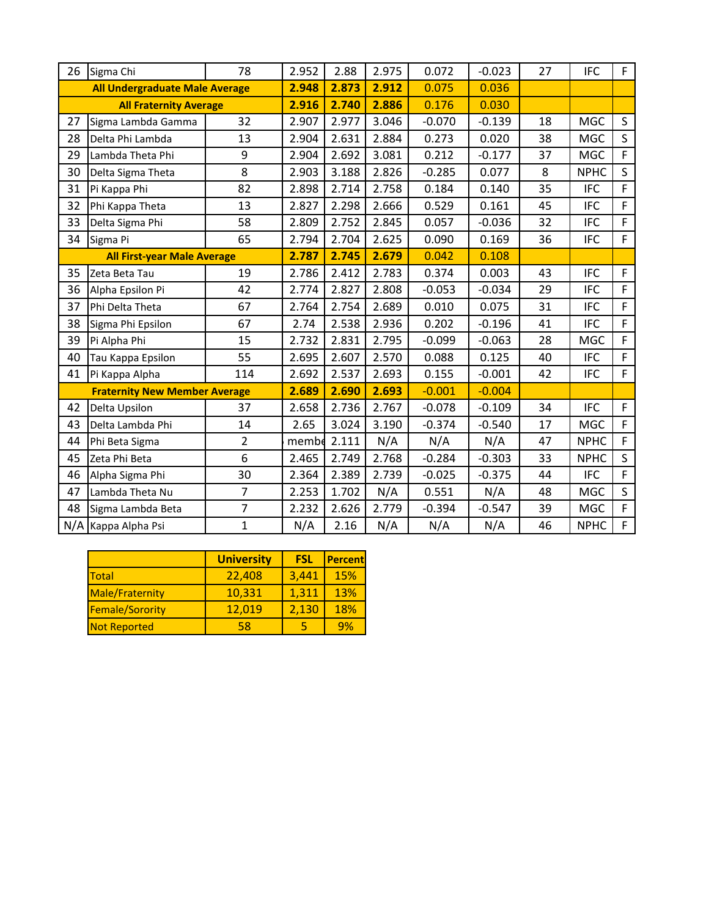| | | | | | | | | | | |
|---|---|---|---|---|---|---|---|---|---|---|
| 26 | Sigma Chi | 78 | 2.952 | 2.88 | 2.975 | 0.072 | -0.023 | 27 | IFC | F |
| **All Undergraduate Male Average** | | | **2.948** | **2.873** | **2.912** | 0.075 | 0.036 | | | |
| **All Fraternity Average** | | | **2.916** | **2.740** | **2.886** | 0.176 | 0.030 | | | |
| 27 | Sigma Lambda Gamma | 32 | 2.907 | 2.977 | 3.046 | -0.070 | -0.139 | 18 | MGC | S |
| 28 | Delta Phi Lambda | 13 | 2.904 | 2.631 | 2.884 | 0.273 | 0.020 | 38 | MGC | S |
| 29 | Lambda Theta Phi | 9 | 2.904 | 2.692 | 3.081 | 0.212 | -0.177 | 37 | MGC | F |
| 30 | Delta Sigma Theta | 8 | 2.903 | 3.188 | 2.826 | -0.285 | 0.077 | 8 | NPHC | S |
| 31 | Pi Kappa Phi | 82 | 2.898 | 2.714 | 2.758 | 0.184 | 0.140 | 35 | IFC | F |
| 32 | Phi Kappa Theta | 13 | 2.827 | 2.298 | 2.666 | 0.529 | 0.161 | 45 | IFC | F |
| 33 | Delta Sigma Phi | 58 | 2.809 | 2.752 | 2.845 | 0.057 | -0.036 | 32 | IFC | F |
| 34 | Sigma Pi | 65 | 2.794 | 2.704 | 2.625 | 0.090 | 0.169 | 36 | IFC | F |
| **All First-year Male Average** | | | **2.787** | **2.745** | **2.679** | 0.042 | 0.108 | | | |
| 35 | Zeta Beta Tau | 19 | 2.786 | 2.412 | 2.783 | 0.374 | 0.003 | 43 | IFC | F |
| 36 | Alpha Epsilon Pi | 42 | 2.774 | 2.827 | 2.808 | -0.053 | -0.034 | 29 | IFC | F |
| 37 | Phi Delta Theta | 67 | 2.764 | 2.754 | 2.689 | 0.010 | 0.075 | 31 | IFC | F |
| 38 | Sigma Phi Epsilon | 67 | 2.74 | 2.538 | 2.936 | 0.202 | -0.196 | 41 | IFC | F |
| 39 | Pi Alpha Phi | 15 | 2.732 | 2.831 | 2.795 | -0.099 | -0.063 | 28 | MGC | F |
| 40 | Tau Kappa Epsilon | 55 | 2.695 | 2.607 | 2.570 | 0.088 | 0.125 | 40 | IFC | F |
| 41 | Pi Kappa Alpha | 114 | 2.692 | 2.537 | 2.693 | 0.155 | -0.001 | 42 | IFC | F |
| **Fraternity New Member Average** | | | **2.689** | **2.690** | **2.693** | -0.001 | -0.004 | | | |
| 42 | Delta Upsilon | 37 | 2.658 | 2.736 | 2.767 | -0.078 | -0.109 | 34 | IFC | F |
| 43 | Delta Lambda Phi | 14 | 2.65 | 3.024 | 3.190 | -0.374 | -0.540 | 17 | MGC | F |
| 44 | Phi Beta Sigma | 2 | membe | 2.111 | N/A | N/A | N/A | 47 | NPHC | F |
| 45 | Zeta Phi Beta | 6 | 2.465 | 2.749 | 2.768 | -0.284 | -0.303 | 33 | NPHC | S |
| 46 | Alpha Sigma Phi | 30 | 2.364 | 2.389 | 2.739 | -0.025 | -0.375 | 44 | IFC | F |
| 47 | Lambda Theta Nu | 7 | 2.253 | 1.702 | N/A | 0.551 | N/A | 48 | MGC | S |
| 48 | Sigma Lambda Beta | 7 | 2.232 | 2.626 | 2.779 | -0.394 | -0.547 | 39 | MGC | F |
| N/A | Kappa Alpha Psi | 1 | N/A | 2.16 | N/A | N/A | N/A | 46 | NPHC | F |

| | University | FSL | Percent |
|---|---|---|---|
| Total | 22,408 | 3,441 | 15% |
| Male/Fraternity | 10,331 | 1,311 | 13% |
| Female/Sorority | 12,019 | 2,130 | 18% |
| Not Reported | 58 | 5 | 9% |